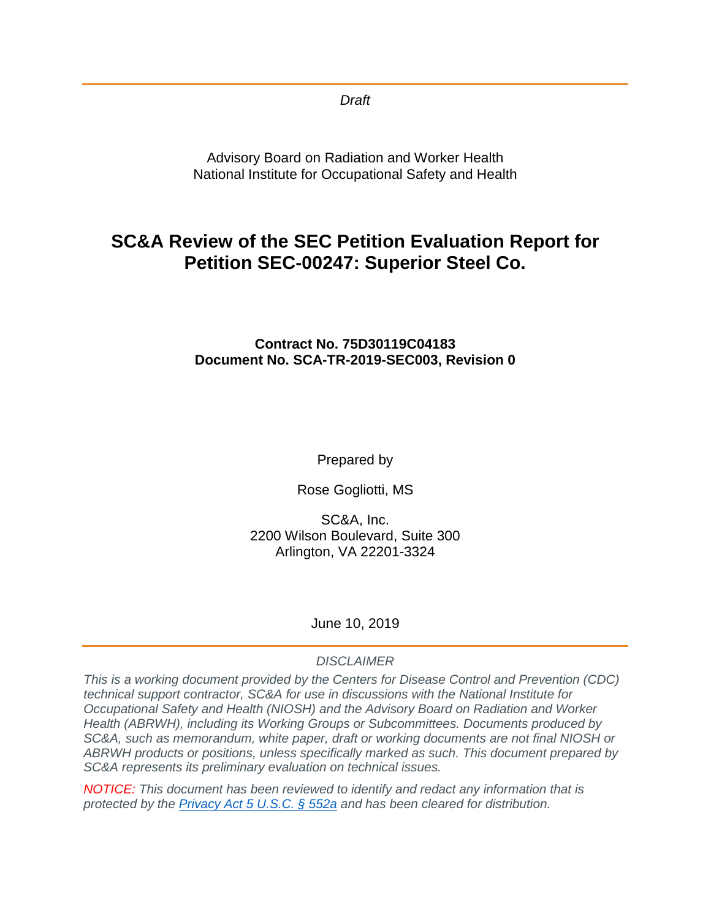*Draft*

Advisory Board on Radiation and Worker Health
National Institute for Occupational Safety and Health

# SC&A Review of the SEC Petition Evaluation Report for Petition SEC-00247: Superior Steel Co.

**Contract No. 75D30119C04183**
**Document No. SCA-TR-2019-SEC003, Revision 0**

Prepared by

Rose Gogliotti, MS

SC&A, Inc.
2200 Wilson Boulevard, Suite 300
Arlington, VA 22201-3324

June 10, 2019

*DISCLAIMER*

*This is a working document provided by the Centers for Disease Control and Prevention (CDC) technical support contractor, SC&A for use in discussions with the National Institute for Occupational Safety and Health (NIOSH) and the Advisory Board on Radiation and Worker Health (ABRWH), including its Working Groups or Subcommittees. Documents produced by SC&A, such as memorandum, white paper, draft or working documents are not final NIOSH or ABRWH products or positions, unless specifically marked as such. This document prepared by SC&A represents its preliminary evaluation on technical issues.*

*NOTICE: This document has been reviewed to identify and redact any information that is protected by the [Privacy Act 5 U.S.C. § 552a] and has been cleared for distribution.*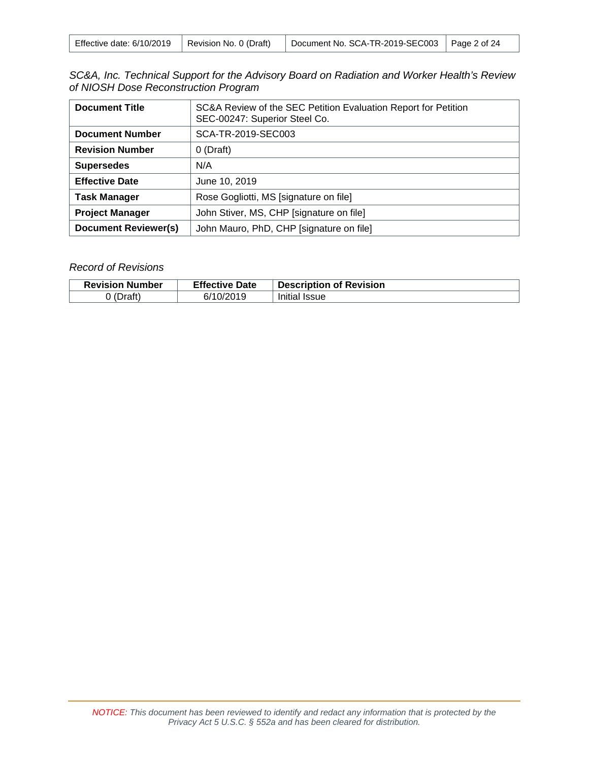*SC&A, Inc. Technical Support for the Advisory Board on Radiation and Worker Health's Review of NIOSH Dose Reconstruction Program*

| | |
|---|---|
| **Document Title** | SC&A Review of the SEC Petition Evaluation Report for Petition SEC-00247: Superior Steel Co. |
| **Document Number** | SCA-TR-2019-SEC003 |
| **Revision Number** | 0 (Draft) |
| **Supersedes** | N/A |
| **Effective Date** | June 10, 2019 |
| **Task Manager** | Rose Gogliotti, MS [signature on file] |
| **Project Manager** | John Stiver, MS, CHP [signature on file] |
| **Document Reviewer(s)** | John Mauro, PhD, CHP [signature on file] |

*Record of Revisions*

| Revision Number | Effective Date | Description of Revision |
|---|---|---|
| 0 (Draft) | 6/10/2019 | Initial Issue |

*NOTICE: This document has been reviewed to identify and redact any information that is protected by the Privacy Act 5 U.S.C. § 552a and has been cleared for distribution.*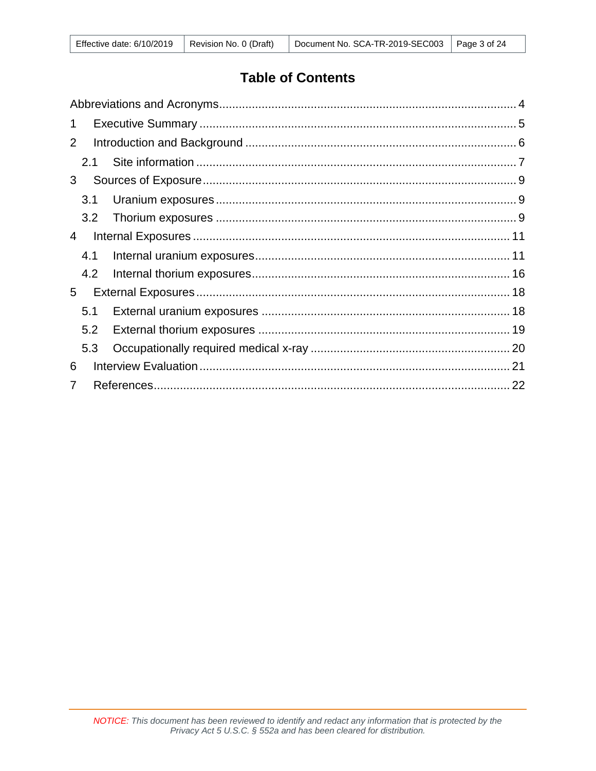# Table of Contents

Abbreviations and Acronyms ........................................................................................ 4

1 Executive Summary ................................................................................................ 5

2 Introduction and Background ................................................................................. 6

 2.1 Site information ................................................................................................. 7

3 Sources of Exposure ............................................................................................... 9

 3.1 Uranium exposures ........................................................................................... 9

 3.2 Thorium exposures ........................................................................................... 9

4 Internal Exposures ................................................................................................ 11

 4.1 Internal uranium exposures ............................................................................. 11

 4.2 Internal thorium exposures .............................................................................. 16

5 External Exposures ............................................................................................... 18

 5.1 External uranium exposures ........................................................................... 18

 5.2 External thorium exposures ............................................................................ 19

 5.3 Occupationally required medical x-ray ............................................................ 20

6 Interview Evaluation .............................................................................................. 21

7 References ............................................................................................................ 22

*NOTICE: This document has been reviewed to identify and redact any information that is protected by the Privacy Act 5 U.S.C. § 552a and has been cleared for distribution.*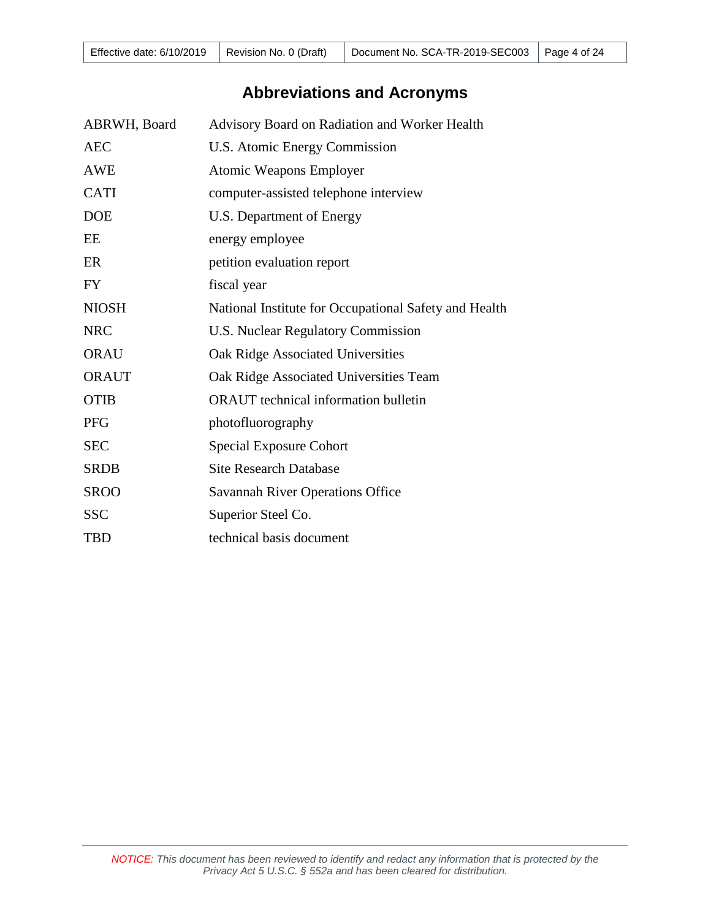# Abbreviations and Acronyms

| | |
|---|---|
| ABRWH, Board | Advisory Board on Radiation and Worker Health |
| AEC | U.S. Atomic Energy Commission |
| AWE | Atomic Weapons Employer |
| CATI | computer-assisted telephone interview |
| DOE | U.S. Department of Energy |
| EE | energy employee |
| ER | petition evaluation report |
| FY | fiscal year |
| NIOSH | National Institute for Occupational Safety and Health |
| NRC | U.S. Nuclear Regulatory Commission |
| ORAU | Oak Ridge Associated Universities |
| ORAUT | Oak Ridge Associated Universities Team |
| OTIB | ORAUT technical information bulletin |
| PFG | photofluorography |
| SEC | Special Exposure Cohort |
| SRDB | Site Research Database |
| SROO | Savannah River Operations Office |
| SSC | Superior Steel Co. |
| TBD | technical basis document |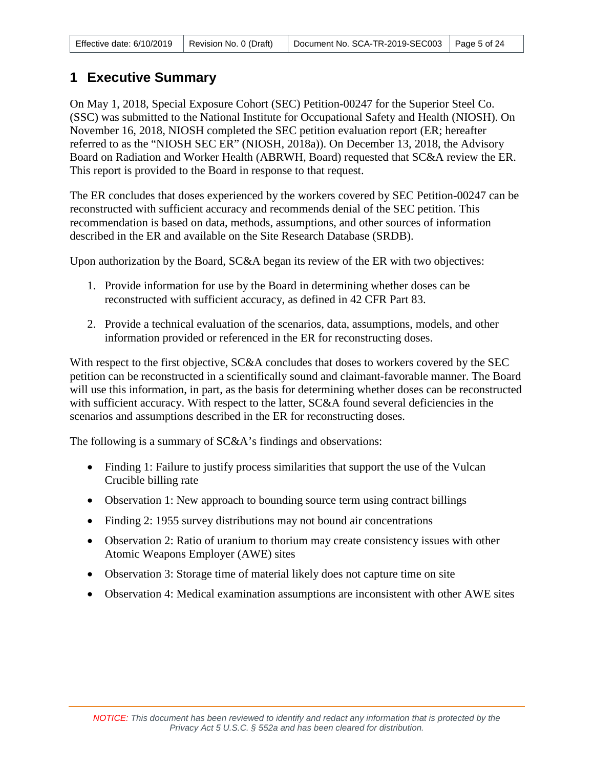# 1 Executive Summary

On May 1, 2018, Special Exposure Cohort (SEC) Petition-00247 for the Superior Steel Co. (SSC) was submitted to the National Institute for Occupational Safety and Health (NIOSH). On November 16, 2018, NIOSH completed the SEC petition evaluation report (ER; hereafter referred to as the "NIOSH SEC ER" (NIOSH, 2018a)). On December 13, 2018, the Advisory Board on Radiation and Worker Health (ABRWH, Board) requested that SC&A review the ER. This report is provided to the Board in response to that request.

The ER concludes that doses experienced by the workers covered by SEC Petition-00247 can be reconstructed with sufficient accuracy and recommends denial of the SEC petition. This recommendation is based on data, methods, assumptions, and other sources of information described in the ER and available on the Site Research Database (SRDB).

Upon authorization by the Board, SC&A began its review of the ER with two objectives:

1. Provide information for use by the Board in determining whether doses can be reconstructed with sufficient accuracy, as defined in 42 CFR Part 83.

2. Provide a technical evaluation of the scenarios, data, assumptions, models, and other information provided or referenced in the ER for reconstructing doses.

With respect to the first objective, SC&A concludes that doses to workers covered by the SEC petition can be reconstructed in a scientifically sound and claimant-favorable manner. The Board will use this information, in part, as the basis for determining whether doses can be reconstructed with sufficient accuracy. With respect to the latter, SC&A found several deficiencies in the scenarios and assumptions described in the ER for reconstructing doses.

The following is a summary of SC&A's findings and observations:

- Finding 1: Failure to justify process similarities that support the use of the Vulcan Crucible billing rate
- Observation 1: New approach to bounding source term using contract billings
- Finding 2: 1955 survey distributions may not bound air concentrations
- Observation 2: Ratio of uranium to thorium may create consistency issues with other Atomic Weapons Employer (AWE) sites
- Observation 3: Storage time of material likely does not capture time on site
- Observation 4: Medical examination assumptions are inconsistent with other AWE sites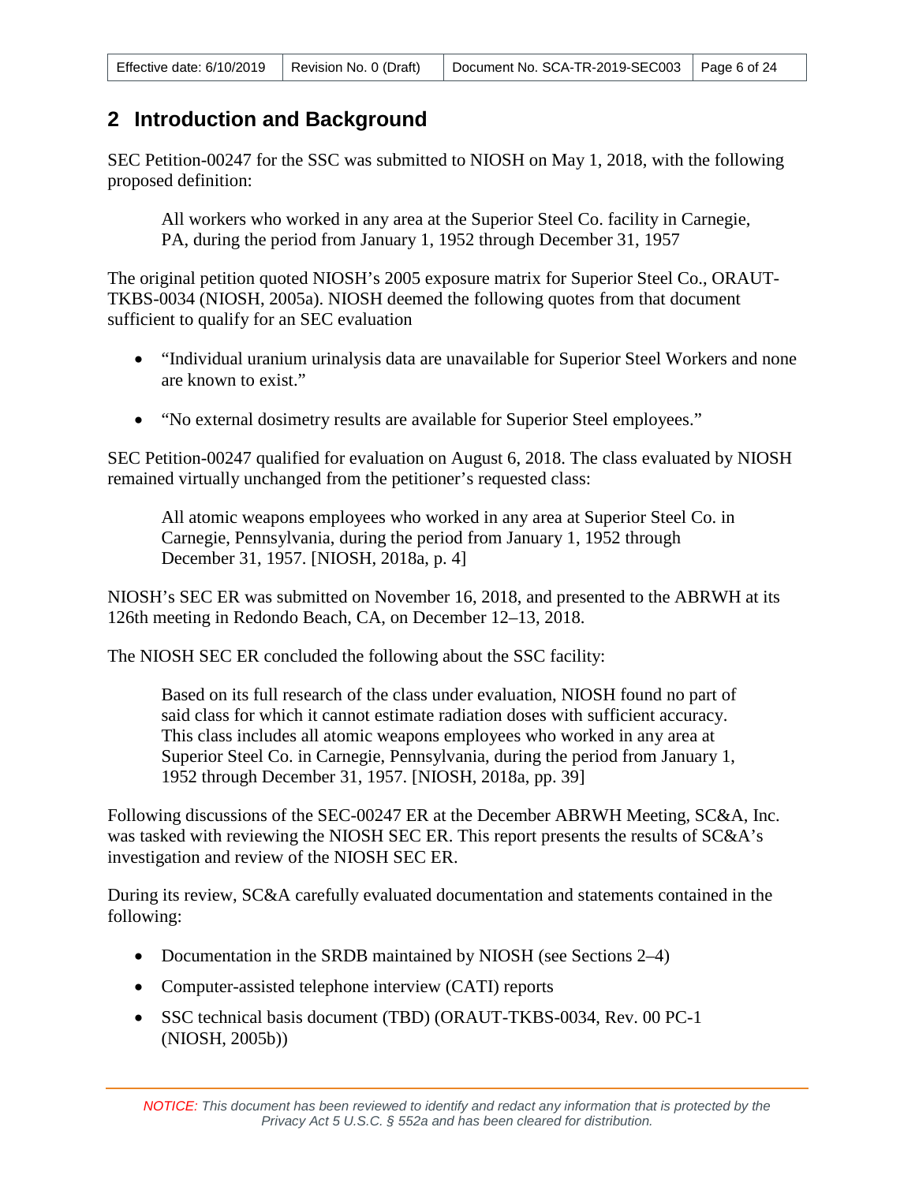## 2 Introduction and Background

SEC Petition-00247 for the SSC was submitted to NIOSH on May 1, 2018, with the following proposed definition:

> All workers who worked in any area at the Superior Steel Co. facility in Carnegie, PA, during the period from January 1, 1952 through December 31, 1957

The original petition quoted NIOSH's 2005 exposure matrix for Superior Steel Co., ORAUT-TKBS-0034 (NIOSH, 2005a). NIOSH deemed the following quotes from that document sufficient to qualify for an SEC evaluation

- "Individual uranium urinalysis data are unavailable for Superior Steel Workers and none are known to exist."
- "No external dosimetry results are available for Superior Steel employees."

SEC Petition-00247 qualified for evaluation on August 6, 2018. The class evaluated by NIOSH remained virtually unchanged from the petitioner's requested class:

> All atomic weapons employees who worked in any area at Superior Steel Co. in Carnegie, Pennsylvania, during the period from January 1, 1952 through December 31, 1957. [NIOSH, 2018a, p. 4]

NIOSH's SEC ER was submitted on November 16, 2018, and presented to the ABRWH at its 126th meeting in Redondo Beach, CA, on December 12–13, 2018.

The NIOSH SEC ER concluded the following about the SSC facility:

> Based on its full research of the class under evaluation, NIOSH found no part of said class for which it cannot estimate radiation doses with sufficient accuracy. This class includes all atomic weapons employees who worked in any area at Superior Steel Co. in Carnegie, Pennsylvania, during the period from January 1, 1952 through December 31, 1957. [NIOSH, 2018a, pp. 39]

Following discussions of the SEC-00247 ER at the December ABRWH Meeting, SC&A, Inc. was tasked with reviewing the NIOSH SEC ER. This report presents the results of SC&A's investigation and review of the NIOSH SEC ER.

During its review, SC&A carefully evaluated documentation and statements contained in the following:

- Documentation in the SRDB maintained by NIOSH (see Sections 2–4)
- Computer-assisted telephone interview (CATI) reports
- SSC technical basis document (TBD) (ORAUT-TKBS-0034, Rev. 00 PC-1 (NIOSH, 2005b))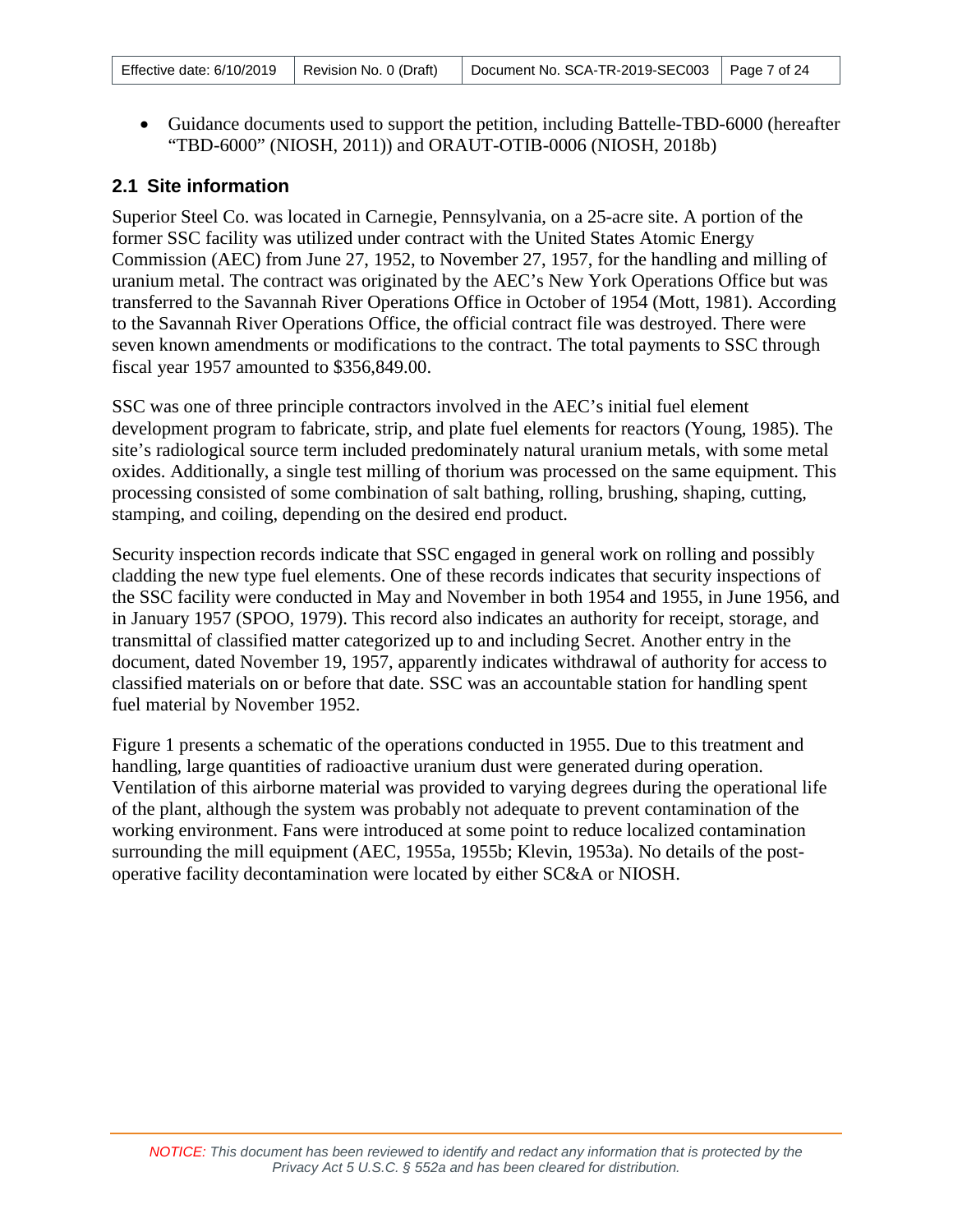- Guidance documents used to support the petition, including Battelle-TBD-6000 (hereafter "TBD-6000" (NIOSH, 2011)) and ORAUT-OTIB-0006 (NIOSH, 2018b)

## 2.1 Site information

Superior Steel Co. was located in Carnegie, Pennsylvania, on a 25-acre site. A portion of the former SSC facility was utilized under contract with the United States Atomic Energy Commission (AEC) from June 27, 1952, to November 27, 1957, for the handling and milling of uranium metal. The contract was originated by the AEC's New York Operations Office but was transferred to the Savannah River Operations Office in October of 1954 (Mott, 1981). According to the Savannah River Operations Office, the official contract file was destroyed. There were seven known amendments or modifications to the contract. The total payments to SSC through fiscal year 1957 amounted to $356,849.00.

SSC was one of three principle contractors involved in the AEC's initial fuel element development program to fabricate, strip, and plate fuel elements for reactors (Young, 1985). The site's radiological source term included predominately natural uranium metals, with some metal oxides. Additionally, a single test milling of thorium was processed on the same equipment. This processing consisted of some combination of salt bathing, rolling, brushing, shaping, cutting, stamping, and coiling, depending on the desired end product.

Security inspection records indicate that SSC engaged in general work on rolling and possibly cladding the new type fuel elements. One of these records indicates that security inspections of the SSC facility were conducted in May and November in both 1954 and 1955, in June 1956, and in January 1957 (SPOO, 1979). This record also indicates an authority for receipt, storage, and transmittal of classified matter categorized up to and including Secret. Another entry in the document, dated November 19, 1957, apparently indicates withdrawal of authority for access to classified materials on or before that date. SSC was an accountable station for handling spent fuel material by November 1952.

Figure 1 presents a schematic of the operations conducted in 1955. Due to this treatment and handling, large quantities of radioactive uranium dust were generated during operation. Ventilation of this airborne material was provided to varying degrees during the operational life of the plant, although the system was probably not adequate to prevent contamination of the working environment. Fans were introduced at some point to reduce localized contamination surrounding the mill equipment (AEC, 1955a, 1955b; Klevin, 1953a). No details of the post-operative facility decontamination were located by either SC&A or NIOSH.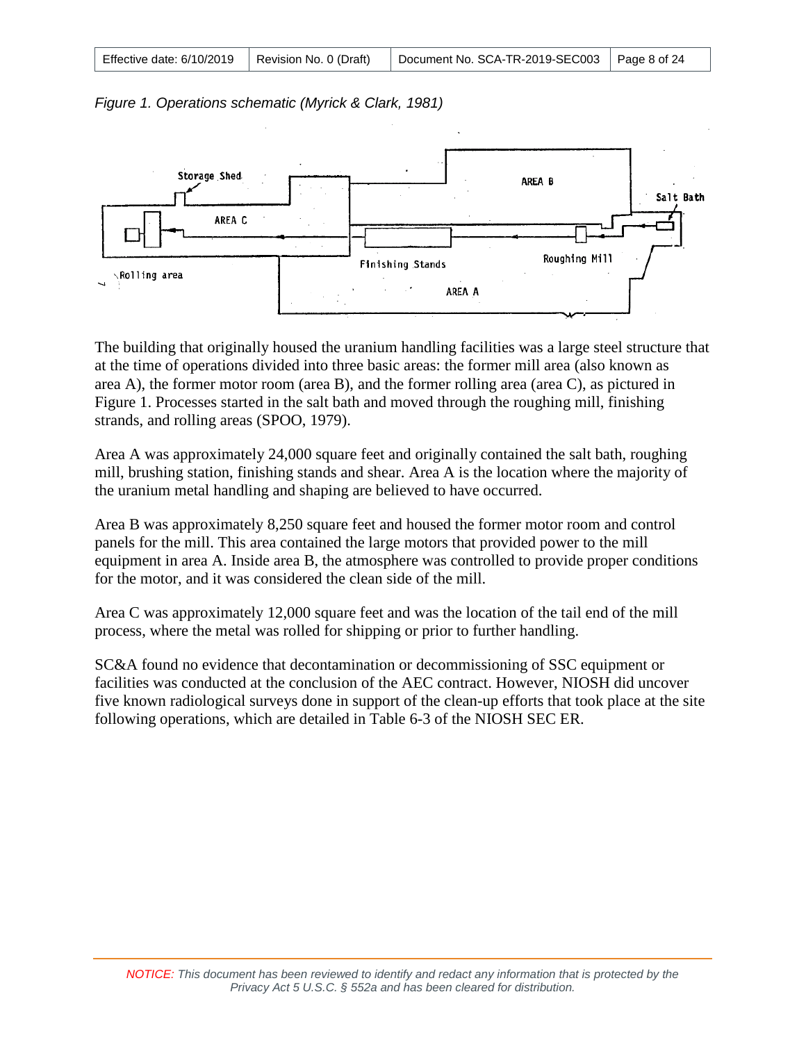*Figure 1. Operations schematic (Myrick & Clark, 1981)*

The building that originally housed the uranium handling facilities was a large steel structure that at the time of operations divided into three basic areas: the former mill area (also known as area A), the former motor room (area B), and the former rolling area (area C), as pictured in Figure 1. Processes started in the salt bath and moved through the roughing mill, finishing strands, and rolling areas (SPOO, 1979).

Area A was approximately 24,000 square feet and originally contained the salt bath, roughing mill, brushing station, finishing stands and shear. Area A is the location where the majority of the uranium metal handling and shaping are believed to have occurred.

Area B was approximately 8,250 square feet and housed the former motor room and control panels for the mill. This area contained the large motors that provided power to the mill equipment in area A. Inside area B, the atmosphere was controlled to provide proper conditions for the motor, and it was considered the clean side of the mill.

Area C was approximately 12,000 square feet and was the location of the tail end of the mill process, where the metal was rolled for shipping or prior to further handling.

SC&A found no evidence that decontamination or decommissioning of SSC equipment or facilities was conducted at the conclusion of the AEC contract. However, NIOSH did uncover five known radiological surveys done in support of the clean-up efforts that took place at the site following operations, which are detailed in Table 6-3 of the NIOSH SEC ER.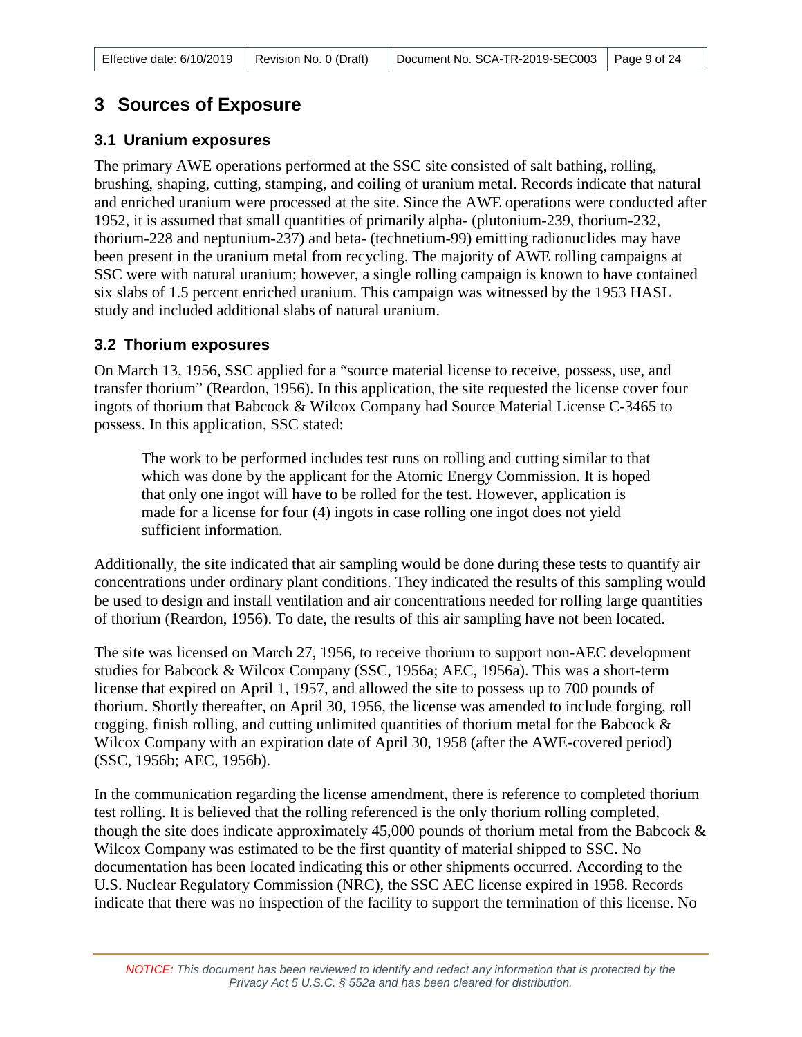# 3 Sources of Exposure

## 3.1 Uranium exposures

The primary AWE operations performed at the SSC site consisted of salt bathing, rolling, brushing, shaping, cutting, stamping, and coiling of uranium metal. Records indicate that natural and enriched uranium were processed at the site. Since the AWE operations were conducted after 1952, it is assumed that small quantities of primarily alpha- (plutonium-239, thorium-232, thorium-228 and neptunium-237) and beta- (technetium-99) emitting radionuclides may have been present in the uranium metal from recycling. The majority of AWE rolling campaigns at SSC were with natural uranium; however, a single rolling campaign is known to have contained six slabs of 1.5 percent enriched uranium. This campaign was witnessed by the 1953 HASL study and included additional slabs of natural uranium.

## 3.2 Thorium exposures

On March 13, 1956, SSC applied for a "source material license to receive, possess, use, and transfer thorium" (Reardon, 1956). In this application, the site requested the license cover four ingots of thorium that Babcock & Wilcox Company had Source Material License C-3465 to possess. In this application, SSC stated:

> The work to be performed includes test runs on rolling and cutting similar to that which was done by the applicant for the Atomic Energy Commission. It is hoped that only one ingot will have to be rolled for the test. However, application is made for a license for four (4) ingots in case rolling one ingot does not yield sufficient information.

Additionally, the site indicated that air sampling would be done during these tests to quantify air concentrations under ordinary plant conditions. They indicated the results of this sampling would be used to design and install ventilation and air concentrations needed for rolling large quantities of thorium (Reardon, 1956). To date, the results of this air sampling have not been located.

The site was licensed on March 27, 1956, to receive thorium to support non-AEC development studies for Babcock & Wilcox Company (SSC, 1956a; AEC, 1956a). This was a short-term license that expired on April 1, 1957, and allowed the site to possess up to 700 pounds of thorium. Shortly thereafter, on April 30, 1956, the license was amended to include forging, roll cogging, finish rolling, and cutting unlimited quantities of thorium metal for the Babcock & Wilcox Company with an expiration date of April 30, 1958 (after the AWE-covered period) (SSC, 1956b; AEC, 1956b).

In the communication regarding the license amendment, there is reference to completed thorium test rolling. It is believed that the rolling referenced is the only thorium rolling completed, though the site does indicate approximately 45,000 pounds of thorium metal from the Babcock & Wilcox Company was estimated to be the first quantity of material shipped to SSC. No documentation has been located indicating this or other shipments occurred. According to the U.S. Nuclear Regulatory Commission (NRC), the SSC AEC license expired in 1958. Records indicate that there was no inspection of the facility to support the termination of this license. No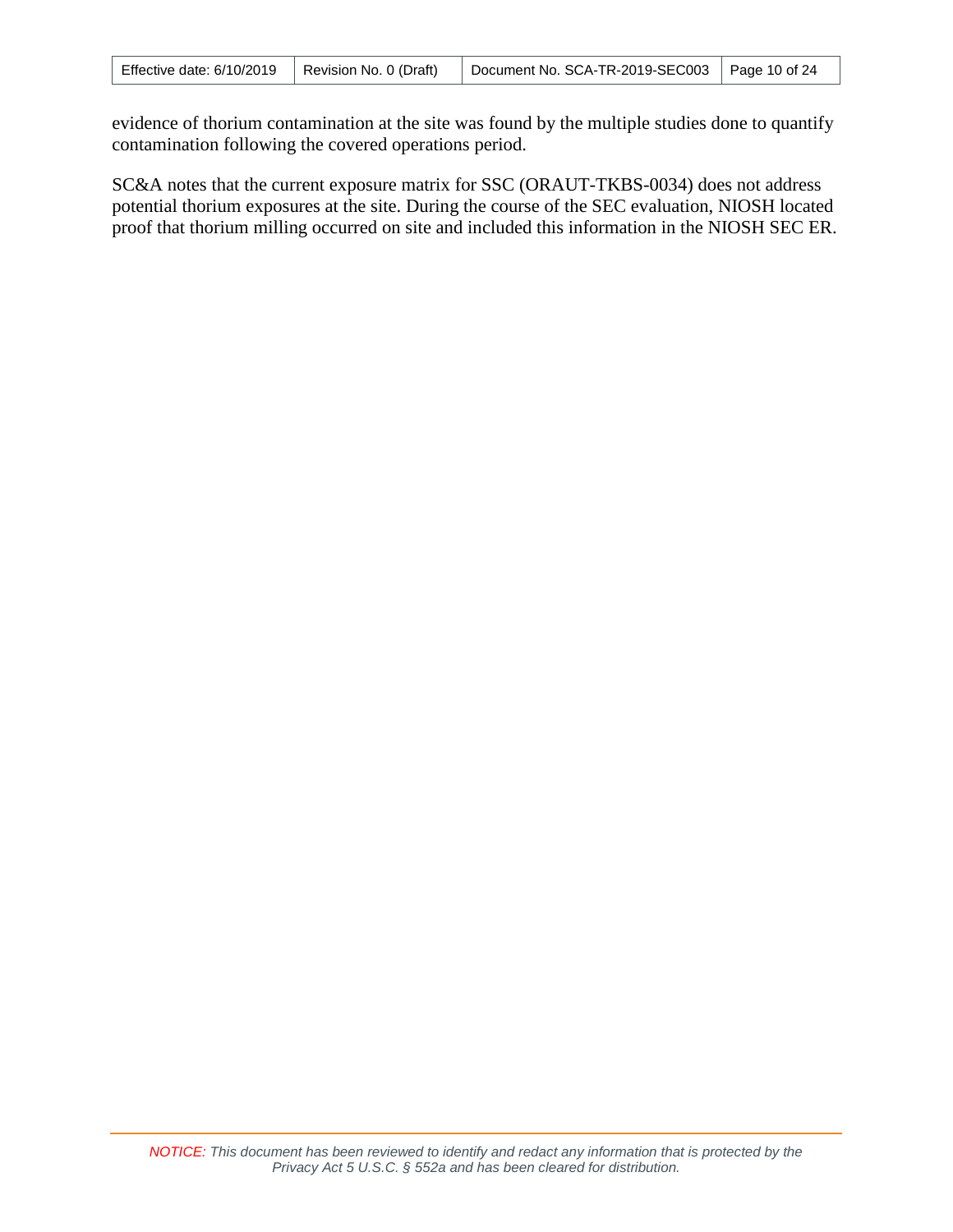evidence of thorium contamination at the site was found by the multiple studies done to quantify contamination following the covered operations period.

SC&A notes that the current exposure matrix for SSC (ORAUT-TKBS-0034) does not address potential thorium exposures at the site. During the course of the SEC evaluation, NIOSH located proof that thorium milling occurred on site and included this information in the NIOSH SEC ER.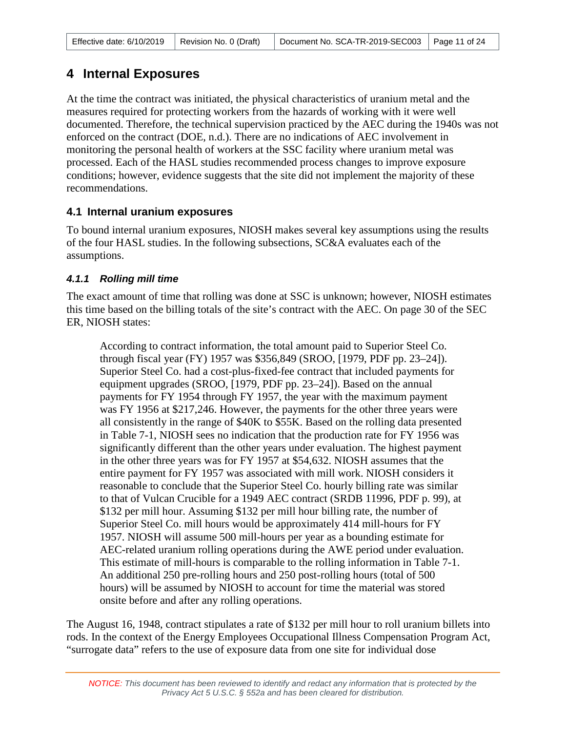# 4 Internal Exposures

At the time the contract was initiated, the physical characteristics of uranium metal and the measures required for protecting workers from the hazards of working with it were well documented. Therefore, the technical supervision practiced by the AEC during the 1940s was not enforced on the contract (DOE, n.d.). There are no indications of AEC involvement in monitoring the personal health of workers at the SSC facility where uranium metal was processed. Each of the HASL studies recommended process changes to improve exposure conditions; however, evidence suggests that the site did not implement the majority of these recommendations.

## 4.1 Internal uranium exposures

To bound internal uranium exposures, NIOSH makes several key assumptions using the results of the four HASL studies. In the following subsections, SC&A evaluates each of the assumptions.

### *4.1.1 Rolling mill time*

The exact amount of time that rolling was done at SSC is unknown; however, NIOSH estimates this time based on the billing totals of the site's contract with the AEC. On page 30 of the SEC ER, NIOSH states:

> According to contract information, the total amount paid to Superior Steel Co. through fiscal year (FY) 1957 was $356,849 (SROO, [1979, PDF pp. 23–24]). Superior Steel Co. had a cost-plus-fixed-fee contract that included payments for equipment upgrades (SROO, [1979, PDF pp. 23–24]). Based on the annual payments for FY 1954 through FY 1957, the year with the maximum payment was FY 1956 at $217,246. However, the payments for the other three years were all consistently in the range of $40K to $55K. Based on the rolling data presented in Table 7-1, NIOSH sees no indication that the production rate for FY 1956 was significantly different than the other years under evaluation. The highest payment in the other three years was for FY 1957 at $54,632. NIOSH assumes that the entire payment for FY 1957 was associated with mill work. NIOSH considers it reasonable to conclude that the Superior Steel Co. hourly billing rate was similar to that of Vulcan Crucible for a 1949 AEC contract (SRDB 11996, PDF p. 99), at $132 per mill hour. Assuming $132 per mill hour billing rate, the number of Superior Steel Co. mill hours would be approximately 414 mill-hours for FY 1957. NIOSH will assume 500 mill-hours per year as a bounding estimate for AEC-related uranium rolling operations during the AWE period under evaluation. This estimate of mill-hours is comparable to the rolling information in Table 7-1. An additional 250 pre-rolling hours and 250 post-rolling hours (total of 500 hours) will be assumed by NIOSH to account for time the material was stored onsite before and after any rolling operations.

The August 16, 1948, contract stipulates a rate of $132 per mill hour to roll uranium billets into rods. In the context of the Energy Employees Occupational Illness Compensation Program Act, "surrogate data" refers to the use of exposure data from one site for individual dose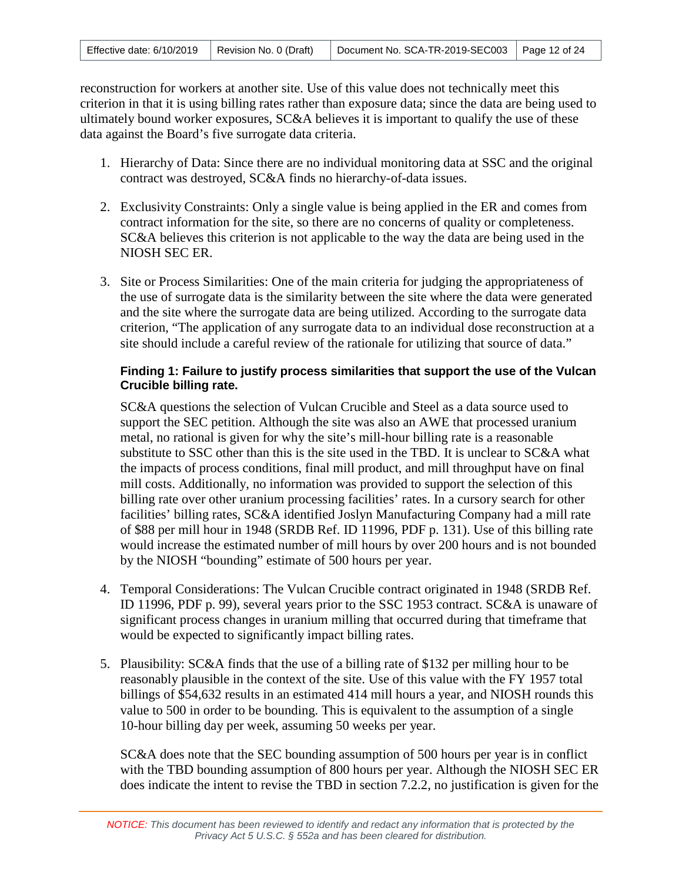reconstruction for workers at another site. Use of this value does not technically meet this criterion in that it is using billing rates rather than exposure data; since the data are being used to ultimately bound worker exposures, SC&A believes it is important to qualify the use of these data against the Board's five surrogate data criteria.

1. Hierarchy of Data: Since there are no individual monitoring data at SSC and the original contract was destroyed, SC&A finds no hierarchy-of-data issues.

2. Exclusivity Constraints: Only a single value is being applied in the ER and comes from contract information for the site, so there are no concerns of quality or completeness. SC&A believes this criterion is not applicable to the way the data are being used in the NIOSH SEC ER.

3. Site or Process Similarities: One of the main criteria for judging the appropriateness of the use of surrogate data is the similarity between the site where the data were generated and the site where the surrogate data are being utilized. According to the surrogate data criterion, "The application of any surrogate data to an individual dose reconstruction at a site should include a careful review of the rationale for utilizing that source of data."

   **Finding 1: Failure to justify process similarities that support the use of the Vulcan Crucible billing rate.**

   SC&A questions the selection of Vulcan Crucible and Steel as a data source used to support the SEC petition. Although the site was also an AWE that processed uranium metal, no rational is given for why the site's mill-hour billing rate is a reasonable substitute to SSC other than this is the site used in the TBD. It is unclear to SC&A what the impacts of process conditions, final mill product, and mill throughput have on final mill costs. Additionally, no information was provided to support the selection of this billing rate over other uranium processing facilities' rates. In a cursory search for other facilities' billing rates, SC&A identified Joslyn Manufacturing Company had a mill rate of $88 per mill hour in 1948 (SRDB Ref. ID 11996, PDF p. 131). Use of this billing rate would increase the estimated number of mill hours by over 200 hours and is not bounded by the NIOSH "bounding" estimate of 500 hours per year.

4. Temporal Considerations: The Vulcan Crucible contract originated in 1948 (SRDB Ref. ID 11996, PDF p. 99), several years prior to the SSC 1953 contract. SC&A is unaware of significant process changes in uranium milling that occurred during that timeframe that would be expected to significantly impact billing rates.

5. Plausibility: SC&A finds that the use of a billing rate of $132 per milling hour to be reasonably plausible in the context of the site. Use of this value with the FY 1957 total billings of $54,632 results in an estimated 414 mill hours a year, and NIOSH rounds this value to 500 in order to be bounding. This is equivalent to the assumption of a single 10-hour billing day per week, assuming 50 weeks per year.

   SC&A does note that the SEC bounding assumption of 500 hours per year is in conflict with the TBD bounding assumption of 800 hours per year. Although the NIOSH SEC ER does indicate the intent to revise the TBD in section 7.2.2, no justification is given for the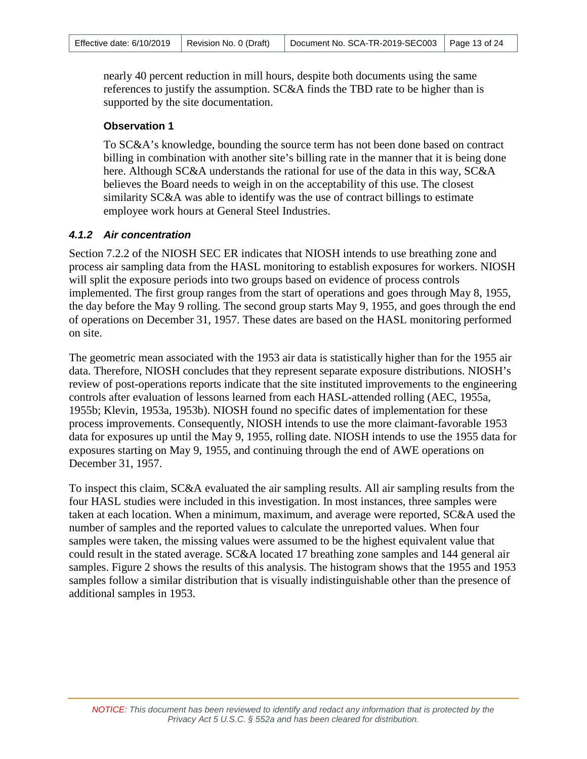nearly 40 percent reduction in mill hours, despite both documents using the same references to justify the assumption. SC&A finds the TBD rate to be higher than is supported by the site documentation.

**Observation 1**

To SC&A's knowledge, bounding the source term has not been done based on contract billing in combination with another site's billing rate in the manner that it is being done here. Although SC&A understands the rational for use of the data in this way, SC&A believes the Board needs to weigh in on the acceptability of this use. The closest similarity SC&A was able to identify was the use of contract billings to estimate employee work hours at General Steel Industries.

### *4.1.2 Air concentration*

Section 7.2.2 of the NIOSH SEC ER indicates that NIOSH intends to use breathing zone and process air sampling data from the HASL monitoring to establish exposures for workers. NIOSH will split the exposure periods into two groups based on evidence of process controls implemented. The first group ranges from the start of operations and goes through May 8, 1955, the day before the May 9 rolling. The second group starts May 9, 1955, and goes through the end of operations on December 31, 1957. These dates are based on the HASL monitoring performed on site.

The geometric mean associated with the 1953 air data is statistically higher than for the 1955 air data. Therefore, NIOSH concludes that they represent separate exposure distributions. NIOSH's review of post-operations reports indicate that the site instituted improvements to the engineering controls after evaluation of lessons learned from each HASL-attended rolling (AEC, 1955a, 1955b; Klevin, 1953a, 1953b). NIOSH found no specific dates of implementation for these process improvements. Consequently, NIOSH intends to use the more claimant-favorable 1953 data for exposures up until the May 9, 1955, rolling date. NIOSH intends to use the 1955 data for exposures starting on May 9, 1955, and continuing through the end of AWE operations on December 31, 1957.

To inspect this claim, SC&A evaluated the air sampling results. All air sampling results from the four HASL studies were included in this investigation. In most instances, three samples were taken at each location. When a minimum, maximum, and average were reported, SC&A used the number of samples and the reported values to calculate the unreported values. When four samples were taken, the missing values were assumed to be the highest equivalent value that could result in the stated average. SC&A located 17 breathing zone samples and 144 general air samples. Figure 2 shows the results of this analysis. The histogram shows that the 1955 and 1953 samples follow a similar distribution that is visually indistinguishable other than the presence of additional samples in 1953.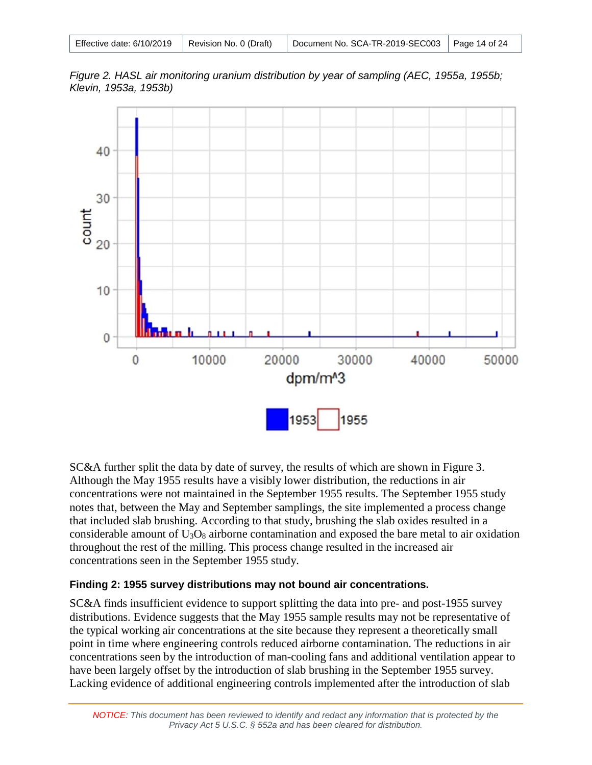*Figure 2. HASL air monitoring uranium distribution by year of sampling (AEC, 1955a, 1955b; Klevin, 1953a, 1953b)*

SC&A further split the data by date of survey, the results of which are shown in Figure 3. Although the May 1955 results have a visibly lower distribution, the reductions in air concentrations were not maintained in the September 1955 results. The September 1955 study notes that, between the May and September samplings, the site implemented a process change that included slab brushing. According to that study, brushing the slab oxides resulted in a considerable amount of $U_3O_8$ airborne contamination and exposed the bare metal to air oxidation throughout the rest of the milling. This process change resulted in the increased air concentrations seen in the September 1955 study.

**Finding 2: 1955 survey distributions may not bound air concentrations.**

SC&A finds insufficient evidence to support splitting the data into pre- and post-1955 survey distributions. Evidence suggests that the May 1955 sample results may not be representative of the typical working air concentrations at the site because they represent a theoretically small point in time where engineering controls reduced airborne contamination. The reductions in air concentrations seen by the introduction of man-cooling fans and additional ventilation appear to have been largely offset by the introduction of slab brushing in the September 1955 survey. Lacking evidence of additional engineering controls implemented after the introduction of slab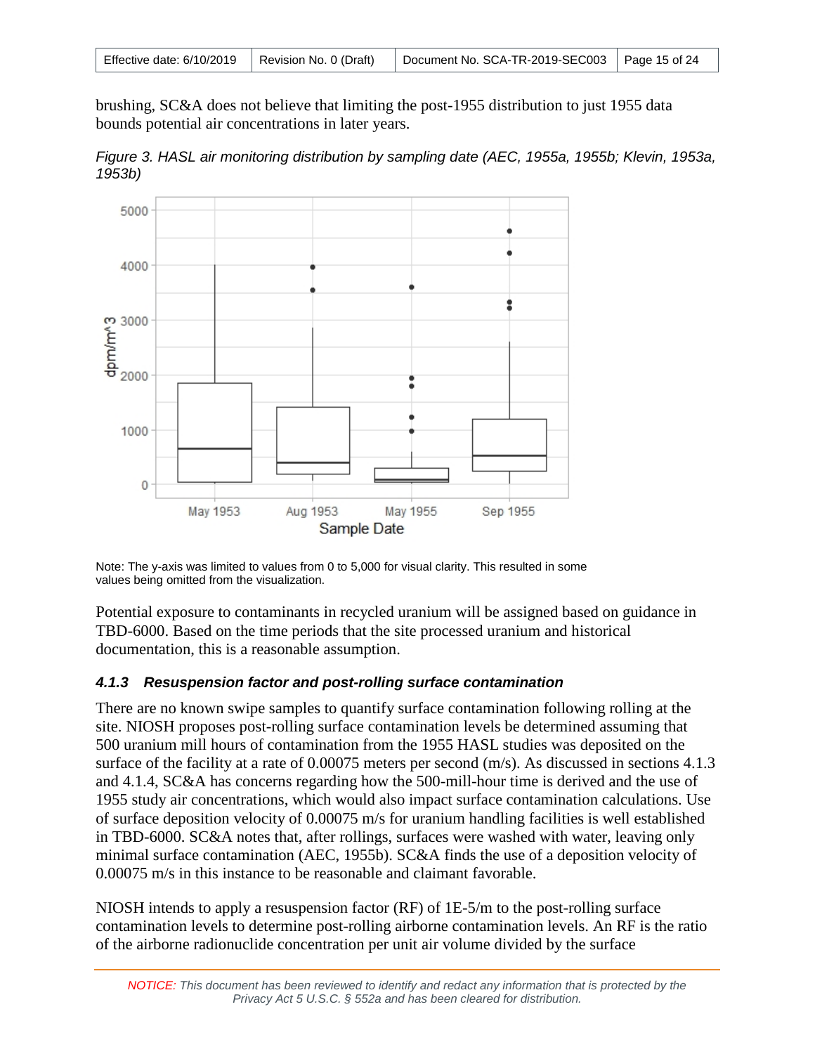brushing, SC&A does not believe that limiting the post-1955 distribution to just 1955 data bounds potential air concentrations in later years.

*Figure 3. HASL air monitoring distribution by sampling date (AEC, 1955a, 1955b; Klevin, 1953a, 1953b)*

Note: The y-axis was limited to values from 0 to 5,000 for visual clarity. This resulted in some values being omitted from the visualization.

Potential exposure to contaminants in recycled uranium will be assigned based on guidance in TBD-6000. Based on the time periods that the site processed uranium and historical documentation, this is a reasonable assumption.

### *4.1.3 Resuspension factor and post-rolling surface contamination*

There are no known swipe samples to quantify surface contamination following rolling at the site. NIOSH proposes post-rolling surface contamination levels be determined assuming that 500 uranium mill hours of contamination from the 1955 HASL studies was deposited on the surface of the facility at a rate of 0.00075 meters per second (m/s). As discussed in sections 4.1.3 and 4.1.4, SC&A has concerns regarding how the 500-mill-hour time is derived and the use of 1955 study air concentrations, which would also impact surface contamination calculations. Use of surface deposition velocity of 0.00075 m/s for uranium handling facilities is well established in TBD-6000. SC&A notes that, after rollings, surfaces were washed with water, leaving only minimal surface contamination (AEC, 1955b). SC&A finds the use of a deposition velocity of 0.00075 m/s in this instance to be reasonable and claimant favorable.

NIOSH intends to apply a resuspension factor (RF) of 1E-5/m to the post-rolling surface contamination levels to determine post-rolling airborne contamination levels. An RF is the ratio of the airborne radionuclide concentration per unit air volume divided by the surface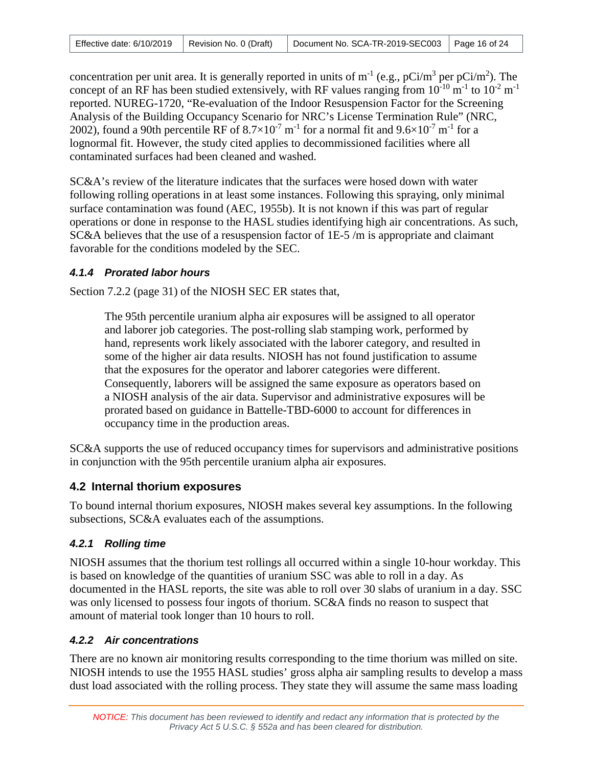concentration per unit area. It is generally reported in units of $m^{-1}$ (e.g., $pCi/m^3$ per $pCi/m^2$). The concept of an RF has been studied extensively, with RF values ranging from $10^{-10}$ $m^{-1}$ to $10^{-2}$ $m^{-1}$ reported. NUREG-1720, "Re-evaluation of the Indoor Resuspension Factor for the Screening Analysis of the Building Occupancy Scenario for NRC's License Termination Rule" (NRC, 2002), found a 90th percentile RF of $8.7 \times 10^{-7}$ $m^{-1}$ for a normal fit and $9.6 \times 10^{-7}$ $m^{-1}$ for a lognormal fit. However, the study cited applies to decommissioned facilities where all contaminated surfaces had been cleaned and washed.

SC&A's review of the literature indicates that the surfaces were hosed down with water following rolling operations in at least some instances. Following this spraying, only minimal surface contamination was found (AEC, 1955b). It is not known if this was part of regular operations or done in response to the HASL studies identifying high air concentrations. As such, SC&A believes that the use of a resuspension factor of 1E-5 /m is appropriate and claimant favorable for the conditions modeled by the SEC.

#### *4.1.4 Prorated labor hours*

Section 7.2.2 (page 31) of the NIOSH SEC ER states that,

> The 95th percentile uranium alpha air exposures will be assigned to all operator and laborer job categories. The post-rolling slab stamping work, performed by hand, represents work likely associated with the laborer category, and resulted in some of the higher air data results. NIOSH has not found justification to assume that the exposures for the operator and laborer categories were different. Consequently, laborers will be assigned the same exposure as operators based on a NIOSH analysis of the air data. Supervisor and administrative exposures will be prorated based on guidance in Battelle-TBD-6000 to account for differences in occupancy time in the production areas.

SC&A supports the use of reduced occupancy times for supervisors and administrative positions in conjunction with the 95th percentile uranium alpha air exposures.

### 4.2 Internal thorium exposures

To bound internal thorium exposures, NIOSH makes several key assumptions. In the following subsections, SC&A evaluates each of the assumptions.

#### *4.2.1 Rolling time*

NIOSH assumes that the thorium test rollings all occurred within a single 10-hour workday. This is based on knowledge of the quantities of uranium SSC was able to roll in a day. As documented in the HASL reports, the site was able to roll over 30 slabs of uranium in a day. SSC was only licensed to possess four ingots of thorium. SC&A finds no reason to suspect that amount of material took longer than 10 hours to roll.

#### *4.2.2 Air concentrations*

There are no known air monitoring results corresponding to the time thorium was milled on site. NIOSH intends to use the 1955 HASL studies' gross alpha air sampling results to develop a mass dust load associated with the rolling process. They state they will assume the same mass loading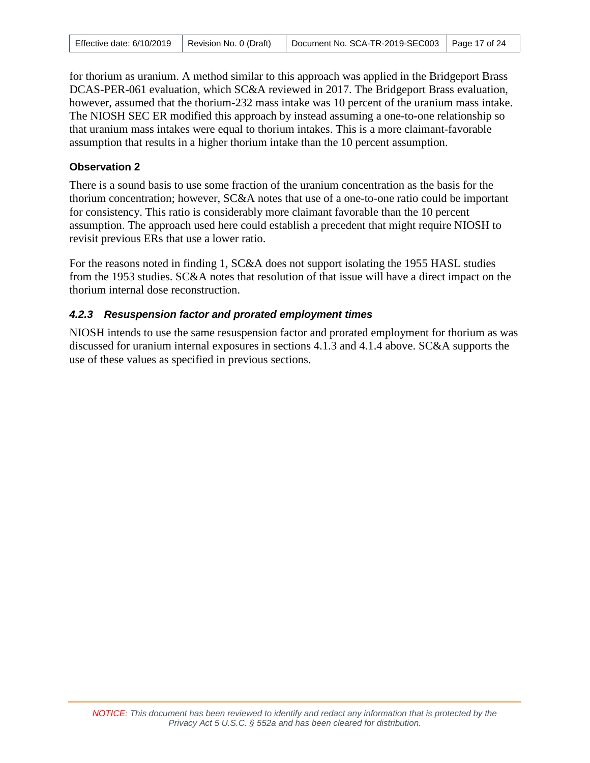for thorium as uranium. A method similar to this approach was applied in the Bridgeport Brass DCAS-PER-061 evaluation, which SC&A reviewed in 2017. The Bridgeport Brass evaluation, however, assumed that the thorium-232 mass intake was 10 percent of the uranium mass intake. The NIOSH SEC ER modified this approach by instead assuming a one-to-one relationship so that uranium mass intakes were equal to thorium intakes. This is a more claimant-favorable assumption that results in a higher thorium intake than the 10 percent assumption.

**Observation 2**

There is a sound basis to use some fraction of the uranium concentration as the basis for the thorium concentration; however, SC&A notes that use of a one-to-one ratio could be important for consistency. This ratio is considerably more claimant favorable than the 10 percent assumption. The approach used here could establish a precedent that might require NIOSH to revisit previous ERs that use a lower ratio.

For the reasons noted in finding 1, SC&A does not support isolating the 1955 HASL studies from the 1953 studies. SC&A notes that resolution of that issue will have a direct impact on the thorium internal dose reconstruction.

### *4.2.3 Resuspension factor and prorated employment times*

NIOSH intends to use the same resuspension factor and prorated employment for thorium as was discussed for uranium internal exposures in sections 4.1.3 and 4.1.4 above. SC&A supports the use of these values as specified in previous sections.

*NOTICE: This document has been reviewed to identify and redact any information that is protected by the Privacy Act 5 U.S.C. § 552a and has been cleared for distribution.*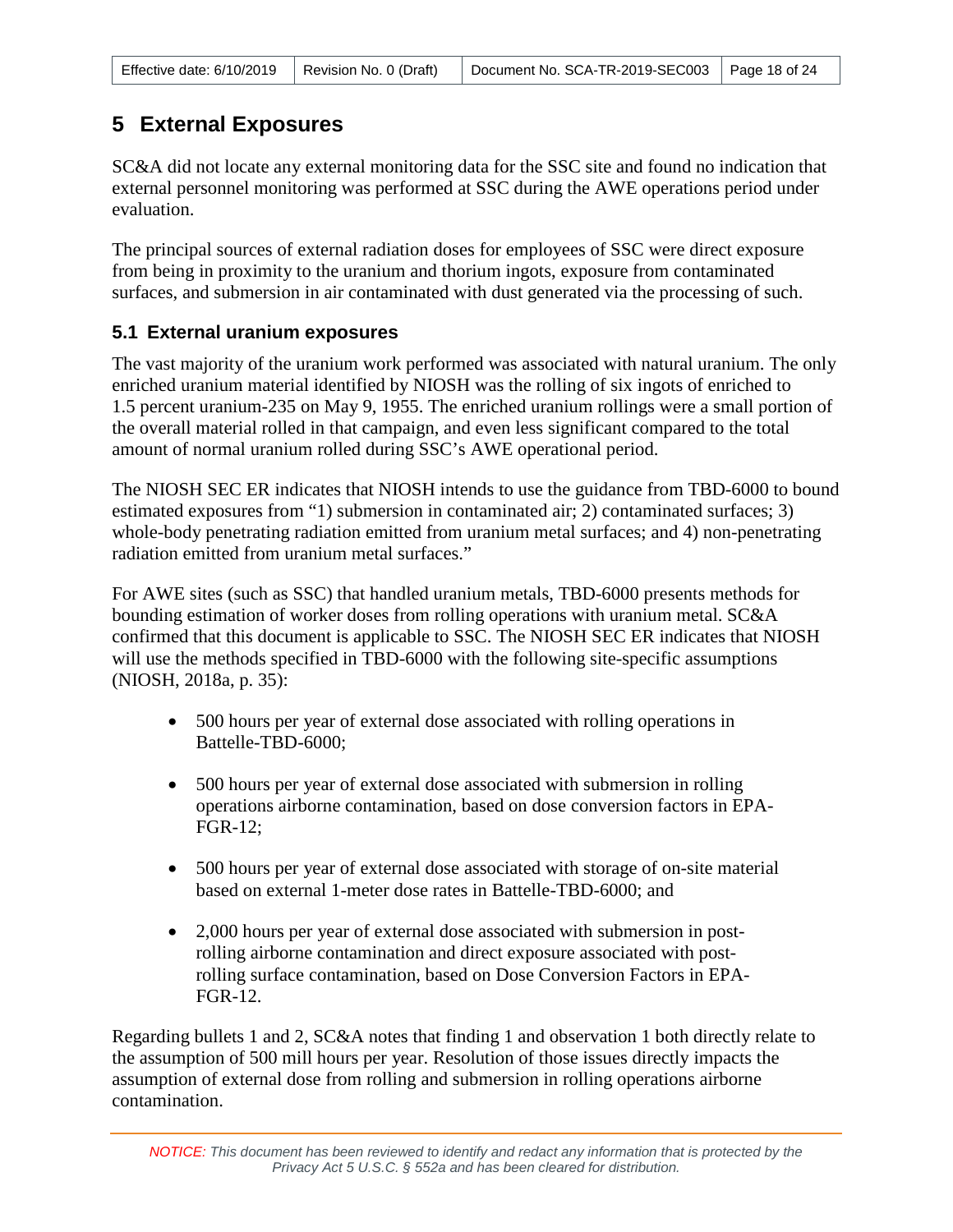# 5 External Exposures

SC&A did not locate any external monitoring data for the SSC site and found no indication that external personnel monitoring was performed at SSC during the AWE operations period under evaluation.

The principal sources of external radiation doses for employees of SSC were direct exposure from being in proximity to the uranium and thorium ingots, exposure from contaminated surfaces, and submersion in air contaminated with dust generated via the processing of such.

## 5.1 External uranium exposures

The vast majority of the uranium work performed was associated with natural uranium. The only enriched uranium material identified by NIOSH was the rolling of six ingots of enriched to 1.5 percent uranium-235 on May 9, 1955. The enriched uranium rollings were a small portion of the overall material rolled in that campaign, and even less significant compared to the total amount of normal uranium rolled during SSC's AWE operational period.

The NIOSH SEC ER indicates that NIOSH intends to use the guidance from TBD-6000 to bound estimated exposures from "1) submersion in contaminated air; 2) contaminated surfaces; 3) whole-body penetrating radiation emitted from uranium metal surfaces; and 4) non-penetrating radiation emitted from uranium metal surfaces."

For AWE sites (such as SSC) that handled uranium metals, TBD-6000 presents methods for bounding estimation of worker doses from rolling operations with uranium metal. SC&A confirmed that this document is applicable to SSC. The NIOSH SEC ER indicates that NIOSH will use the methods specified in TBD-6000 with the following site-specific assumptions (NIOSH, 2018a, p. 35):

- 500 hours per year of external dose associated with rolling operations in Battelle-TBD-6000;
- 500 hours per year of external dose associated with submersion in rolling operations airborne contamination, based on dose conversion factors in EPA-FGR-12;
- 500 hours per year of external dose associated with storage of on-site material based on external 1-meter dose rates in Battelle-TBD-6000; and
- 2,000 hours per year of external dose associated with submersion in post-rolling airborne contamination and direct exposure associated with post-rolling surface contamination, based on Dose Conversion Factors in EPA-FGR-12.

Regarding bullets 1 and 2, SC&A notes that finding 1 and observation 1 both directly relate to the assumption of 500 mill hours per year. Resolution of those issues directly impacts the assumption of external dose from rolling and submersion in rolling operations airborne contamination.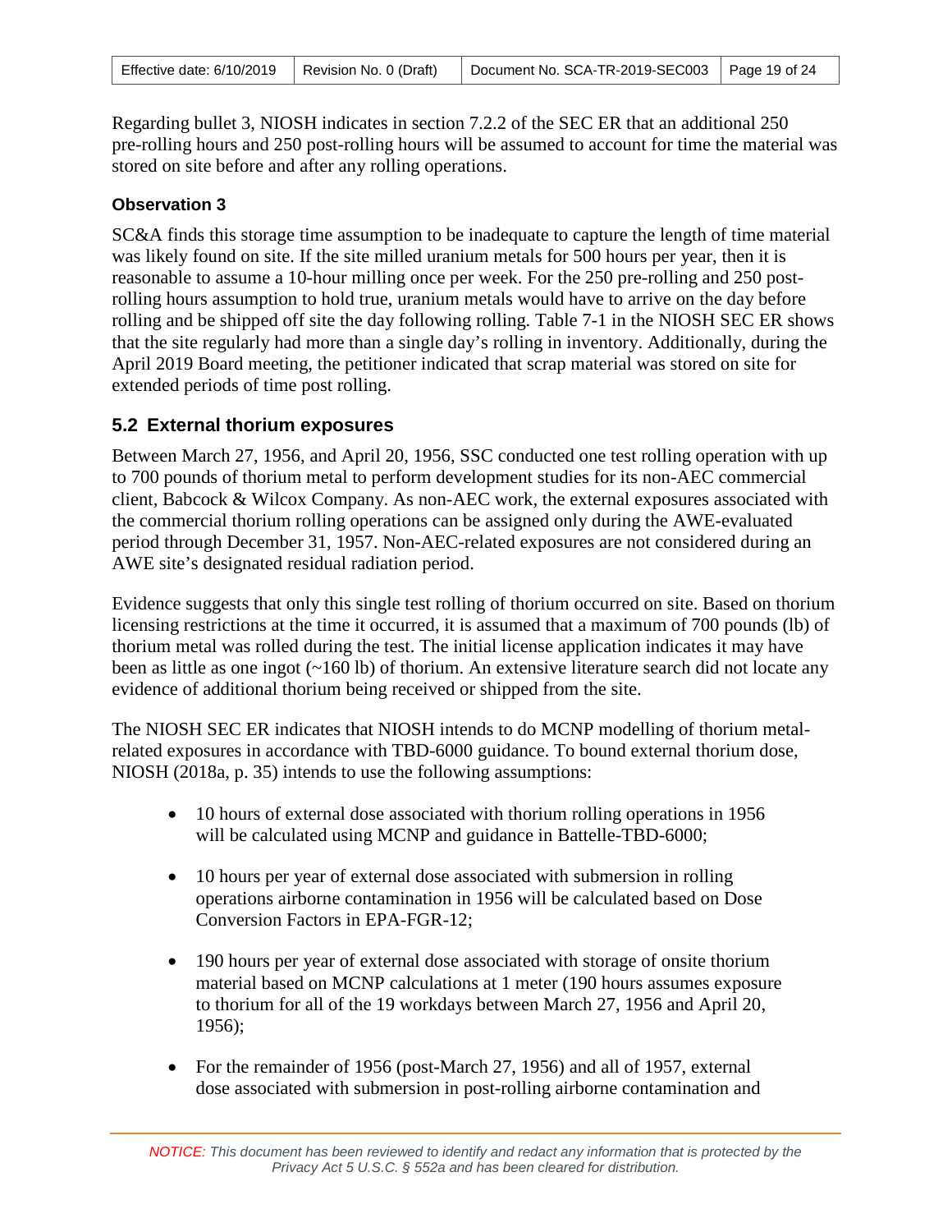Regarding bullet 3, NIOSH indicates in section 7.2.2 of the SEC ER that an additional 250 pre-rolling hours and 250 post-rolling hours will be assumed to account for time the material was stored on site before and after any rolling operations.

#### Observation 3

SC&A finds this storage time assumption to be inadequate to capture the length of time material was likely found on site. If the site milled uranium metals for 500 hours per year, then it is reasonable to assume a 10-hour milling once per week. For the 250 pre-rolling and 250 post-rolling hours assumption to hold true, uranium metals would have to arrive on the day before rolling and be shipped off site the day following rolling. Table 7-1 in the NIOSH SEC ER shows that the site regularly had more than a single day's rolling in inventory. Additionally, during the April 2019 Board meeting, the petitioner indicated that scrap material was stored on site for extended periods of time post rolling.

### 5.2 External thorium exposures

Between March 27, 1956, and April 20, 1956, SSC conducted one test rolling operation with up to 700 pounds of thorium metal to perform development studies for its non-AEC commercial client, Babcock & Wilcox Company. As non-AEC work, the external exposures associated with the commercial thorium rolling operations can be assigned only during the AWE-evaluated period through December 31, 1957. Non-AEC-related exposures are not considered during an AWE site's designated residual radiation period.

Evidence suggests that only this single test rolling of thorium occurred on site. Based on thorium licensing restrictions at the time it occurred, it is assumed that a maximum of 700 pounds (lb) of thorium metal was rolled during the test. The initial license application indicates it may have been as little as one ingot (~160 lb) of thorium. An extensive literature search did not locate any evidence of additional thorium being received or shipped from the site.

The NIOSH SEC ER indicates that NIOSH intends to do MCNP modelling of thorium metal-related exposures in accordance with TBD-6000 guidance. To bound external thorium dose, NIOSH (2018a, p. 35) intends to use the following assumptions:

- 10 hours of external dose associated with thorium rolling operations in 1956 will be calculated using MCNP and guidance in Battelle-TBD-6000;
- 10 hours per year of external dose associated with submersion in rolling operations airborne contamination in 1956 will be calculated based on Dose Conversion Factors in EPA-FGR-12;
- 190 hours per year of external dose associated with storage of onsite thorium material based on MCNP calculations at 1 meter (190 hours assumes exposure to thorium for all of the 19 workdays between March 27, 1956 and April 20, 1956);
- For the remainder of 1956 (post-March 27, 1956) and all of 1957, external dose associated with submersion in post-rolling airborne contamination and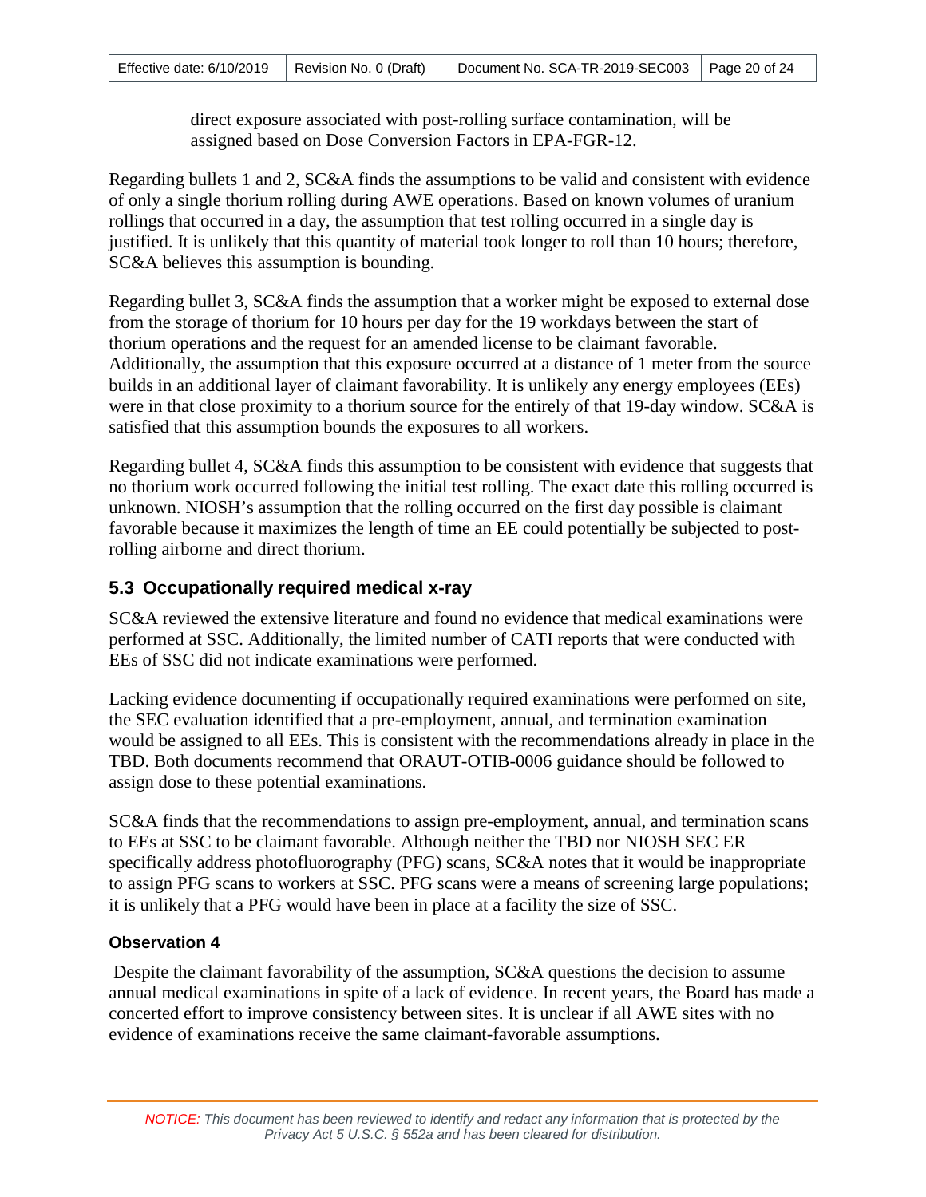direct exposure associated with post-rolling surface contamination, will be assigned based on Dose Conversion Factors in EPA-FGR-12.

Regarding bullets 1 and 2, SC&A finds the assumptions to be valid and consistent with evidence of only a single thorium rolling during AWE operations. Based on known volumes of uranium rollings that occurred in a day, the assumption that test rolling occurred in a single day is justified. It is unlikely that this quantity of material took longer to roll than 10 hours; therefore, SC&A believes this assumption is bounding.

Regarding bullet 3, SC&A finds the assumption that a worker might be exposed to external dose from the storage of thorium for 10 hours per day for the 19 workdays between the start of thorium operations and the request for an amended license to be claimant favorable. Additionally, the assumption that this exposure occurred at a distance of 1 meter from the source builds in an additional layer of claimant favorability. It is unlikely any energy employees (EEs) were in that close proximity to a thorium source for the entirely of that 19-day window. SC&A is satisfied that this assumption bounds the exposures to all workers.

Regarding bullet 4, SC&A finds this assumption to be consistent with evidence that suggests that no thorium work occurred following the initial test rolling. The exact date this rolling occurred is unknown. NIOSH's assumption that the rolling occurred on the first day possible is claimant favorable because it maximizes the length of time an EE could potentially be subjected to post-rolling airborne and direct thorium.

## 5.3 Occupationally required medical x-ray

SC&A reviewed the extensive literature and found no evidence that medical examinations were performed at SSC. Additionally, the limited number of CATI reports that were conducted with EEs of SSC did not indicate examinations were performed.

Lacking evidence documenting if occupationally required examinations were performed on site, the SEC evaluation identified that a pre-employment, annual, and termination examination would be assigned to all EEs. This is consistent with the recommendations already in place in the TBD. Both documents recommend that ORAUT-OTIB-0006 guidance should be followed to assign dose to these potential examinations.

SC&A finds that the recommendations to assign pre-employment, annual, and termination scans to EEs at SSC to be claimant favorable. Although neither the TBD nor NIOSH SEC ER specifically address photofluorography (PFG) scans, SC&A notes that it would be inappropriate to assign PFG scans to workers at SSC. PFG scans were a means of screening large populations; it is unlikely that a PFG would have been in place at a facility the size of SSC.

### Observation 4

Despite the claimant favorability of the assumption, SC&A questions the decision to assume annual medical examinations in spite of a lack of evidence. In recent years, the Board has made a concerted effort to improve consistency between sites. It is unclear if all AWE sites with no evidence of examinations receive the same claimant-favorable assumptions.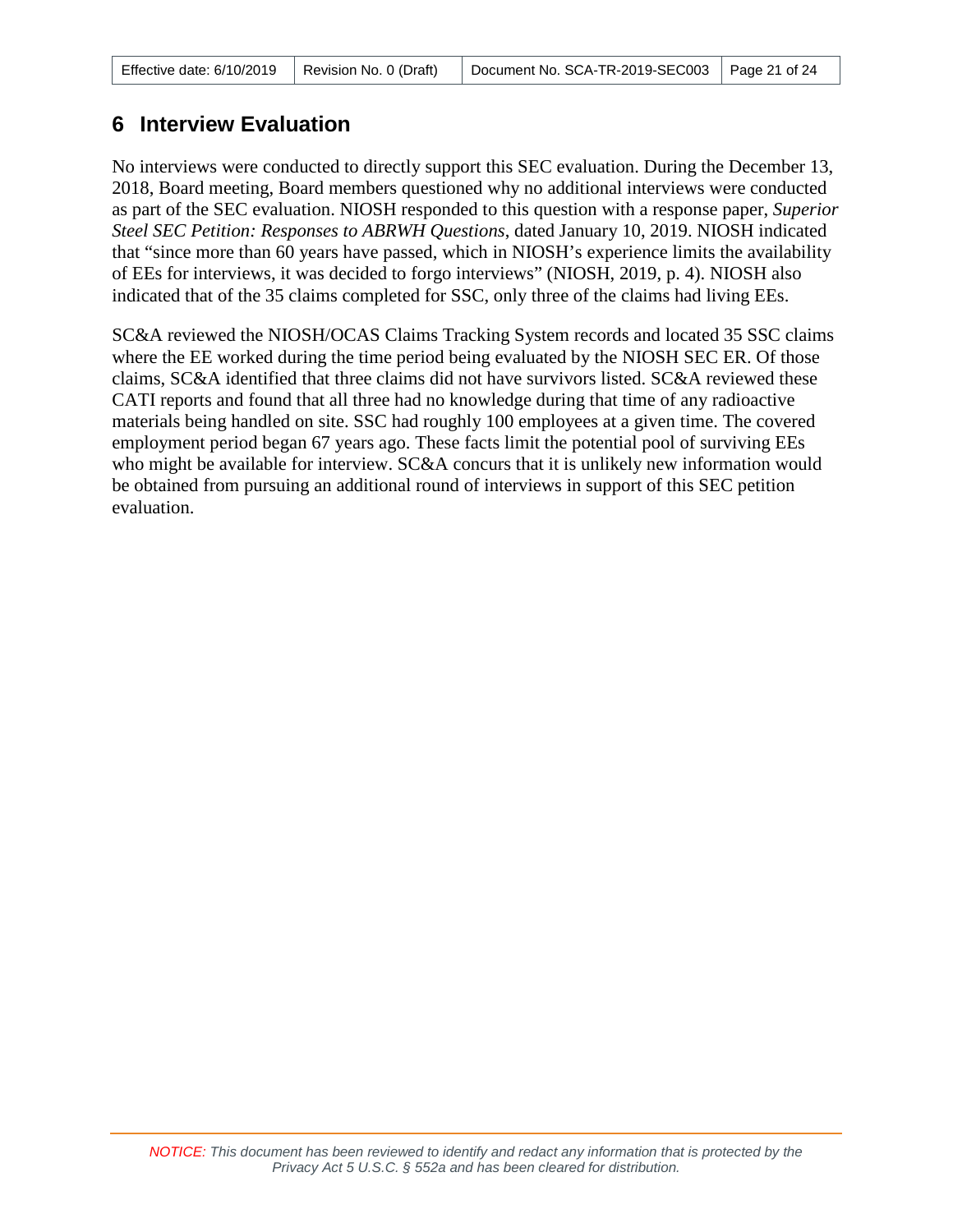## 6 Interview Evaluation

No interviews were conducted to directly support this SEC evaluation. During the December 13, 2018, Board meeting, Board members questioned why no additional interviews were conducted as part of the SEC evaluation. NIOSH responded to this question with a response paper, *Superior Steel SEC Petition: Responses to ABRWH Questions*, dated January 10, 2019. NIOSH indicated that "since more than 60 years have passed, which in NIOSH's experience limits the availability of EEs for interviews, it was decided to forgo interviews" (NIOSH, 2019, p. 4). NIOSH also indicated that of the 35 claims completed for SSC, only three of the claims had living EEs.

SC&A reviewed the NIOSH/OCAS Claims Tracking System records and located 35 SSC claims where the EE worked during the time period being evaluated by the NIOSH SEC ER. Of those claims, SC&A identified that three claims did not have survivors listed. SC&A reviewed these CATI reports and found that all three had no knowledge during that time of any radioactive materials being handled on site. SSC had roughly 100 employees at a given time. The covered employment period began 67 years ago. These facts limit the potential pool of surviving EEs who might be available for interview. SC&A concurs that it is unlikely new information would be obtained from pursuing an additional round of interviews in support of this SEC petition evaluation.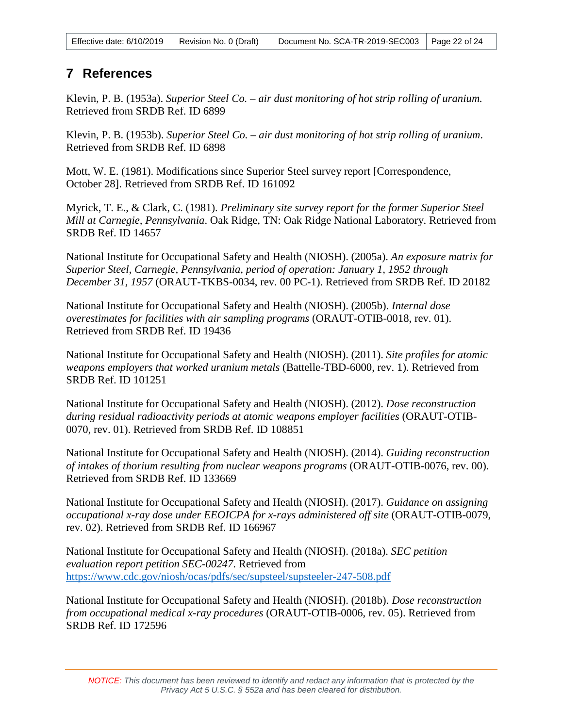# 7 References

Klevin, P. B. (1953a). *Superior Steel Co. – air dust monitoring of hot strip rolling of uranium.* Retrieved from SRDB Ref. ID 6899

Klevin, P. B. (1953b). *Superior Steel Co. – air dust monitoring of hot strip rolling of uranium*. Retrieved from SRDB Ref. ID 6898

Mott, W. E. (1981). Modifications since Superior Steel survey report [Correspondence, October 28]. Retrieved from SRDB Ref. ID 161092

Myrick, T. E., & Clark, C. (1981). *Preliminary site survey report for the former Superior Steel Mill at Carnegie, Pennsylvania*. Oak Ridge, TN: Oak Ridge National Laboratory. Retrieved from SRDB Ref. ID 14657

National Institute for Occupational Safety and Health (NIOSH). (2005a). *An exposure matrix for Superior Steel, Carnegie, Pennsylvania, period of operation: January 1, 1952 through December 31, 1957* (ORAUT-TKBS-0034, rev. 00 PC-1). Retrieved from SRDB Ref. ID 20182

National Institute for Occupational Safety and Health (NIOSH). (2005b). *Internal dose overestimates for facilities with air sampling programs* (ORAUT-OTIB-0018, rev. 01). Retrieved from SRDB Ref. ID 19436

National Institute for Occupational Safety and Health (NIOSH). (2011). *Site profiles for atomic weapons employers that worked uranium metals* (Battelle-TBD-6000, rev. 1). Retrieved from SRDB Ref. ID 101251

National Institute for Occupational Safety and Health (NIOSH). (2012). *Dose reconstruction during residual radioactivity periods at atomic weapons employer facilities* (ORAUT-OTIB-0070, rev. 01). Retrieved from SRDB Ref. ID 108851

National Institute for Occupational Safety and Health (NIOSH). (2014). *Guiding reconstruction of intakes of thorium resulting from nuclear weapons programs* (ORAUT-OTIB-0076, rev. 00). Retrieved from SRDB Ref. ID 133669

National Institute for Occupational Safety and Health (NIOSH). (2017). *Guidance on assigning occupational x-ray dose under EEOICPA for x-rays administered off site* (ORAUT-OTIB-0079, rev. 02). Retrieved from SRDB Ref. ID 166967

National Institute for Occupational Safety and Health (NIOSH). (2018a). *SEC petition evaluation report petition SEC-00247*. Retrieved from https://www.cdc.gov/niosh/ocas/pdfs/sec/supsteel/supsteeler-247-508.pdf

National Institute for Occupational Safety and Health (NIOSH). (2018b). *Dose reconstruction from occupational medical x-ray procedures* (ORAUT-OTIB-0006, rev. 05). Retrieved from SRDB Ref. ID 172596

*NOTICE: This document has been reviewed to identify and redact any information that is protected by the Privacy Act 5 U.S.C. § 552a and has been cleared for distribution.*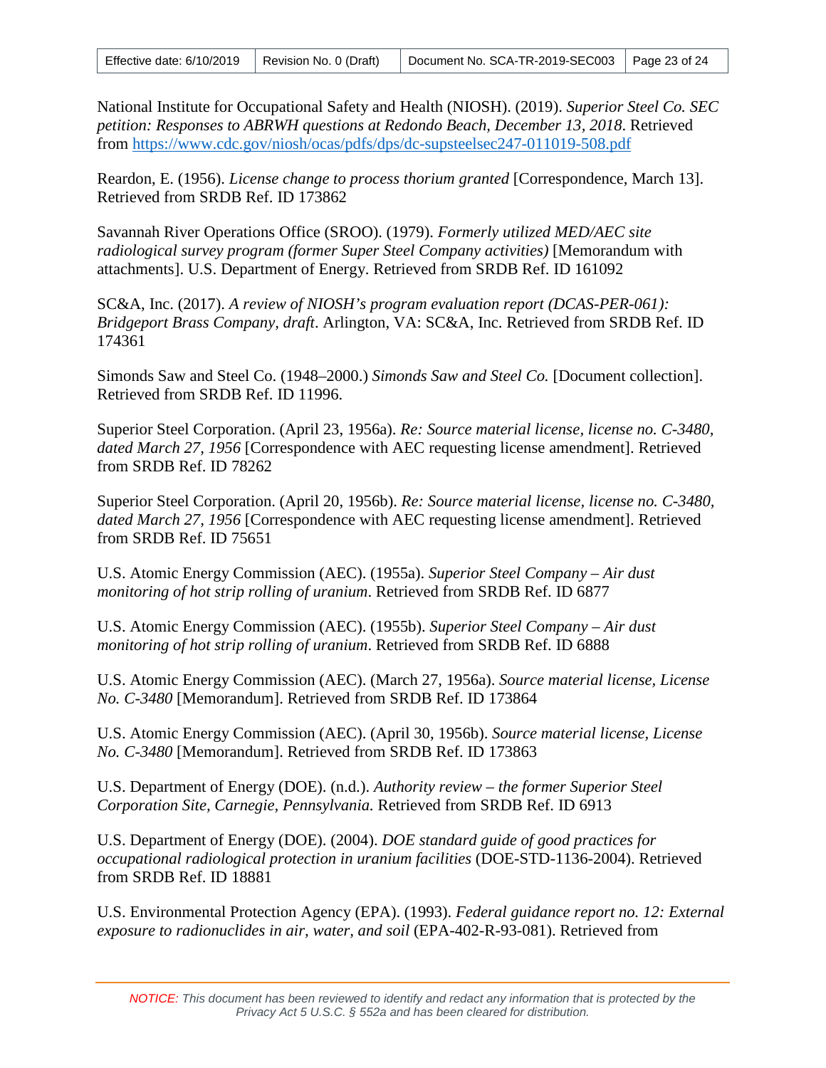National Institute for Occupational Safety and Health (NIOSH). (2019). *Superior Steel Co. SEC petition: Responses to ABRWH questions at Redondo Beach, December 13, 2018*. Retrieved from https://www.cdc.gov/niosh/ocas/pdfs/dps/dc-supsteelsec247-011019-508.pdf

Reardon, E. (1956). *License change to process thorium granted* [Correspondence, March 13]. Retrieved from SRDB Ref. ID 173862

Savannah River Operations Office (SROO). (1979). *Formerly utilized MED/AEC site radiological survey program (former Super Steel Company activities)* [Memorandum with attachments]. U.S. Department of Energy. Retrieved from SRDB Ref. ID 161092

SC&A, Inc. (2017). *A review of NIOSH's program evaluation report (DCAS-PER-061): Bridgeport Brass Company, draft*. Arlington, VA: SC&A, Inc. Retrieved from SRDB Ref. ID 174361

Simonds Saw and Steel Co. (1948–2000.) *Simonds Saw and Steel Co.* [Document collection]. Retrieved from SRDB Ref. ID 11996.

Superior Steel Corporation. (April 23, 1956a). *Re: Source material license, license no. C-3480, dated March 27, 1956* [Correspondence with AEC requesting license amendment]. Retrieved from SRDB Ref. ID 78262

Superior Steel Corporation. (April 20, 1956b). *Re: Source material license, license no. C-3480, dated March 27, 1956* [Correspondence with AEC requesting license amendment]. Retrieved from SRDB Ref. ID 75651

U.S. Atomic Energy Commission (AEC). (1955a). *Superior Steel Company – Air dust monitoring of hot strip rolling of uranium*. Retrieved from SRDB Ref. ID 6877

U.S. Atomic Energy Commission (AEC). (1955b). *Superior Steel Company – Air dust monitoring of hot strip rolling of uranium*. Retrieved from SRDB Ref. ID 6888

U.S. Atomic Energy Commission (AEC). (March 27, 1956a). *Source material license, License No. C-3480* [Memorandum]. Retrieved from SRDB Ref. ID 173864

U.S. Atomic Energy Commission (AEC). (April 30, 1956b). *Source material license, License No. C-3480* [Memorandum]. Retrieved from SRDB Ref. ID 173863

U.S. Department of Energy (DOE). (n.d.). *Authority review – the former Superior Steel Corporation Site, Carnegie, Pennsylvania.* Retrieved from SRDB Ref. ID 6913

U.S. Department of Energy (DOE). (2004). *DOE standard guide of good practices for occupational radiological protection in uranium facilities* (DOE-STD-1136-2004). Retrieved from SRDB Ref. ID 18881

U.S. Environmental Protection Agency (EPA). (1993). *Federal guidance report no. 12: External exposure to radionuclides in air, water, and soil* (EPA-402-R-93-081). Retrieved from

*NOTICE: This document has been reviewed to identify and redact any information that is protected by the Privacy Act 5 U.S.C. § 552a and has been cleared for distribution.*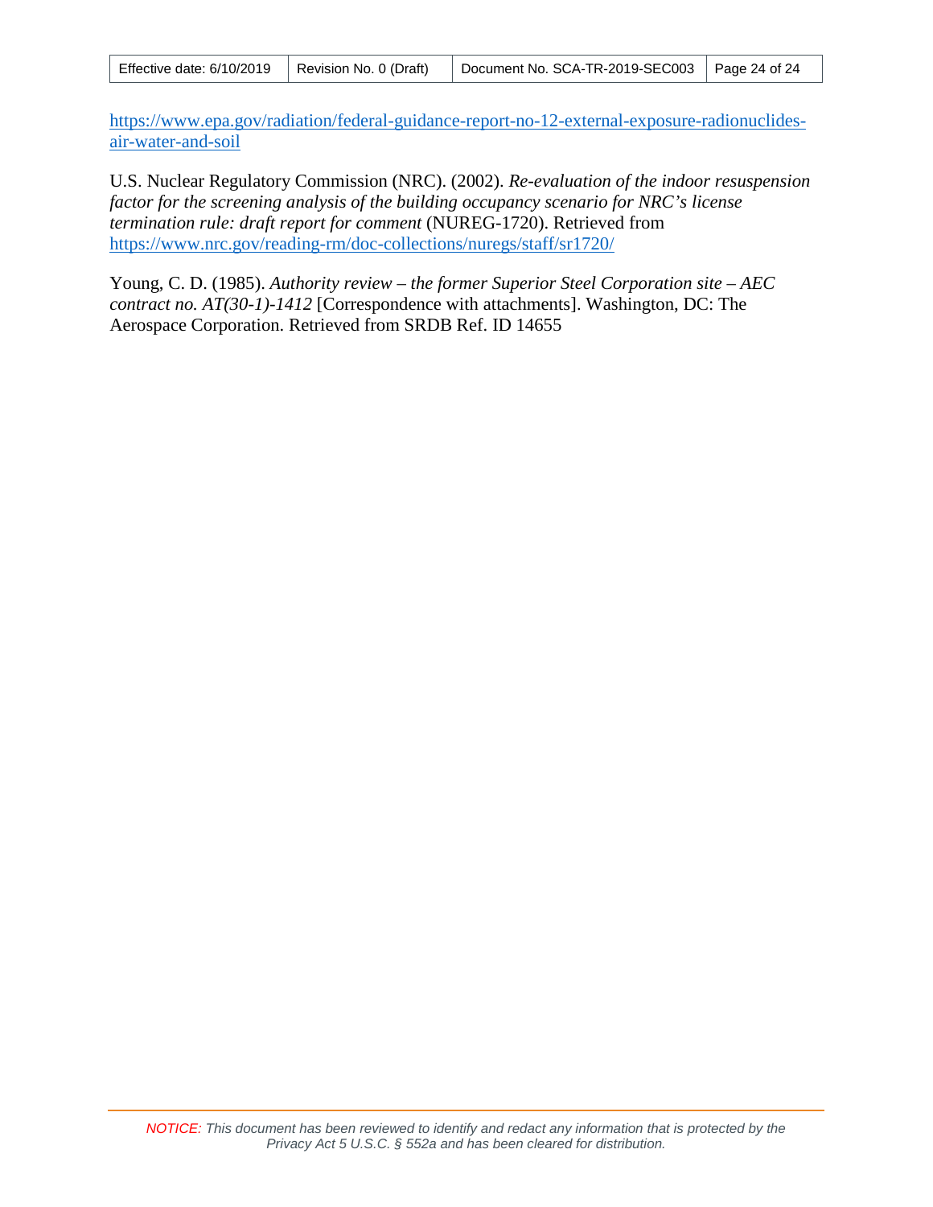https://www.epa.gov/radiation/federal-guidance-report-no-12-external-exposure-radionuclides-air-water-and-soil

U.S. Nuclear Regulatory Commission (NRC). (2002). *Re-evaluation of the indoor resuspension factor for the screening analysis of the building occupancy scenario for NRC's license termination rule: draft report for comment* (NUREG-1720). Retrieved from https://www.nrc.gov/reading-rm/doc-collections/nuregs/staff/sr1720/

Young, C. D. (1985). *Authority review – the former Superior Steel Corporation site – AEC contract no. AT(30-1)-1412* [Correspondence with attachments]. Washington, DC: The Aerospace Corporation. Retrieved from SRDB Ref. ID 14655

*NOTICE: This document has been reviewed to identify and redact any information that is protected by the Privacy Act 5 U.S.C. § 552a and has been cleared for distribution.*